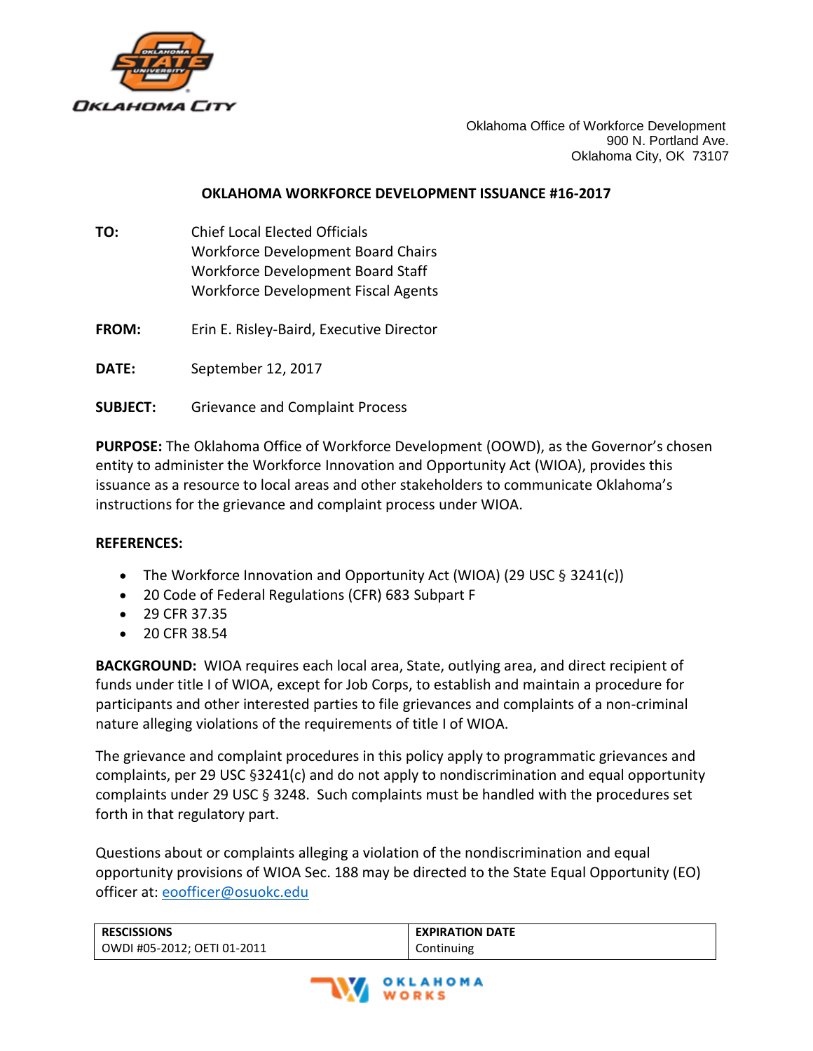Oklahoma Office of Workforce Development
900 N. Portland Ave.
Oklahoma City, OK 73107

# OKLAHOMA WORKFORCE DEVELOPMENT ISSUANCE #16-2017

**TO:** Chief Local Elected Officials
Workforce Development Board Chairs
Workforce Development Board Staff
Workforce Development Fiscal Agents

**FROM:** Erin E. Risley-Baird, Executive Director

**DATE:** September 12, 2017

**SUBJECT:** Grievance and Complaint Process

**PURPOSE:** The Oklahoma Office of Workforce Development (OOWD), as the Governor's chosen entity to administer the Workforce Innovation and Opportunity Act (WIOA), provides this issuance as a resource to local areas and other stakeholders to communicate Oklahoma's instructions for the grievance and complaint process under WIOA.

**REFERENCES:**

- The Workforce Innovation and Opportunity Act (WIOA) (29 USC § 3241(c))
- 20 Code of Federal Regulations (CFR) 683 Subpart F
- 29 CFR 37.35
- 20 CFR 38.54

**BACKGROUND:** WIOA requires each local area, State, outlying area, and direct recipient of funds under title I of WIOA, except for Job Corps, to establish and maintain a procedure for participants and other interested parties to file grievances and complaints of a non-criminal nature alleging violations of the requirements of title I of WIOA.

The grievance and complaint procedures in this policy apply to programmatic grievances and complaints, per 29 USC §3241(c) and do not apply to nondiscrimination and equal opportunity complaints under 29 USC § 3248. Such complaints must be handled with the procedures set forth in that regulatory part.

Questions about or complaints alleging a violation of the nondiscrimination and equal opportunity provisions of WIOA Sec. 188 may be directed to the State Equal Opportunity (EO) officer at: eoofficer@osuokc.edu

| RESCISSIONS | EXPIRATION DATE |
| --- | --- |
| OWDI #05-2012; OETI 01-2011 | Continuing |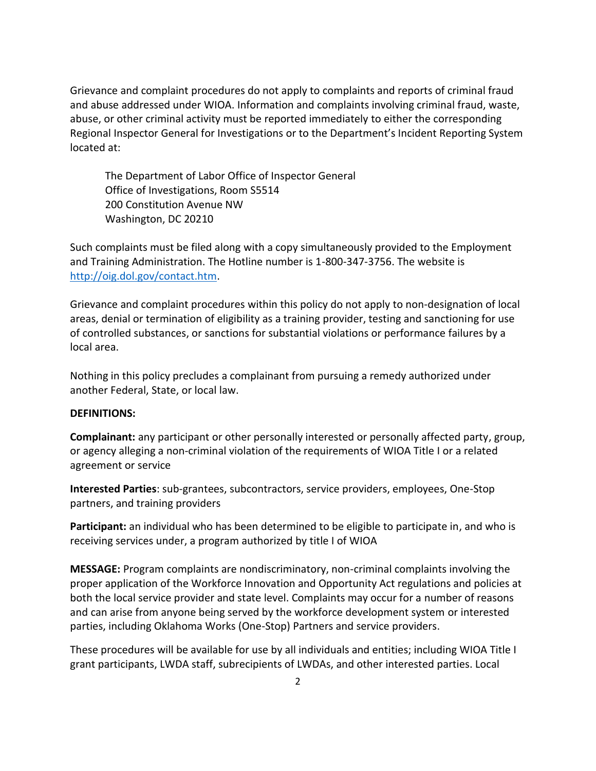Grievance and complaint procedures do not apply to complaints and reports of criminal fraud and abuse addressed under WIOA. Information and complaints involving criminal fraud, waste, abuse, or other criminal activity must be reported immediately to either the corresponding Regional Inspector General for Investigations or to the Department's Incident Reporting System located at:

> The Department of Labor Office of Inspector General
> Office of Investigations, Room S5514
> 200 Constitution Avenue NW
> Washington, DC 20210

Such complaints must be filed along with a copy simultaneously provided to the Employment and Training Administration. The Hotline number is 1-800-347-3756. The website is [http://oig.dol.gov/contact.htm](http://oig.dol.gov/contact.htm).

Grievance and complaint procedures within this policy do not apply to non-designation of local areas, denial or termination of eligibility as a training provider, testing and sanctioning for use of controlled substances, or sanctions for substantial violations or performance failures by a local area.

Nothing in this policy precludes a complainant from pursuing a remedy authorized under another Federal, State, or local law.

**DEFINITIONS:**

**Complainant:** any participant or other personally interested or personally affected party, group, or agency alleging a non-criminal violation of the requirements of WIOA Title I or a related agreement or service

**Interested Parties**: sub-grantees, subcontractors, service providers, employees, One-Stop partners, and training providers

**Participant:** an individual who has been determined to be eligible to participate in, and who is receiving services under, a program authorized by title I of WIOA

**MESSAGE:** Program complaints are nondiscriminatory, non-criminal complaints involving the proper application of the Workforce Innovation and Opportunity Act regulations and policies at both the local service provider and state level. Complaints may occur for a number of reasons and can arise from anyone being served by the workforce development system or interested parties, including Oklahoma Works (One-Stop) Partners and service providers.

These procedures will be available for use by all individuals and entities; including WIOA Title I grant participants, LWDA staff, subrecipients of LWDAs, and other interested parties. Local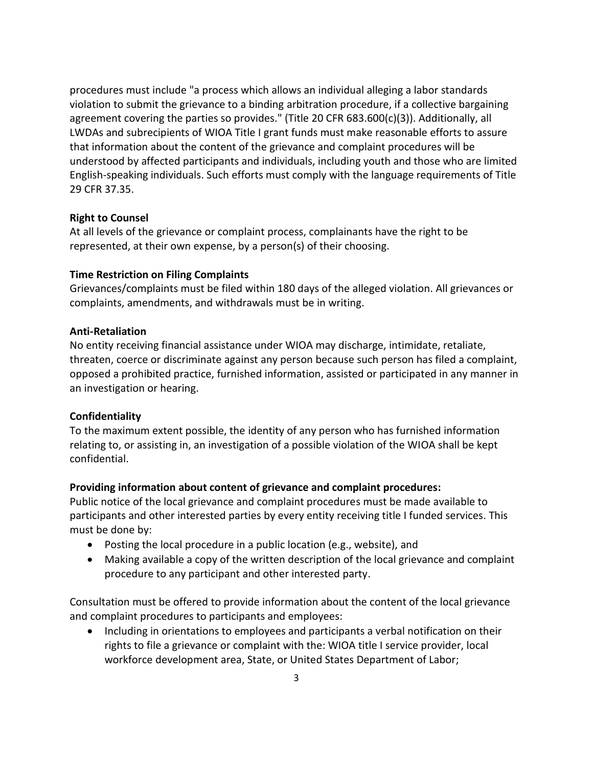procedures must include "a process which allows an individual alleging a labor standards violation to submit the grievance to a binding arbitration procedure, if a collective bargaining agreement covering the parties so provides." (Title 20 CFR 683.600(c)(3)). Additionally, all LWDAs and subrecipients of WIOA Title I grant funds must make reasonable efforts to assure that information about the content of the grievance and complaint procedures will be understood by affected participants and individuals, including youth and those who are limited English-speaking individuals. Such efforts must comply with the language requirements of Title 29 CFR 37.35.

**Right to Counsel**
At all levels of the grievance or complaint process, complainants have the right to be represented, at their own expense, by a person(s) of their choosing.

**Time Restriction on Filing Complaints**
Grievances/complaints must be filed within 180 days of the alleged violation. All grievances or complaints, amendments, and withdrawals must be in writing.

**Anti-Retaliation**
No entity receiving financial assistance under WIOA may discharge, intimidate, retaliate, threaten, coerce or discriminate against any person because such person has filed a complaint, opposed a prohibited practice, furnished information, assisted or participated in any manner in an investigation or hearing.

**Confidentiality**
To the maximum extent possible, the identity of any person who has furnished information relating to, or assisting in, an investigation of a possible violation of the WIOA shall be kept confidential.

**Providing information about content of grievance and complaint procedures:**
Public notice of the local grievance and complaint procedures must be made available to participants and other interested parties by every entity receiving title I funded services. This must be done by:

- Posting the local procedure in a public location (e.g., website), and
- Making available a copy of the written description of the local grievance and complaint procedure to any participant and other interested party.

Consultation must be offered to provide information about the content of the local grievance and complaint procedures to participants and employees:

- Including in orientations to employees and participants a verbal notification on their rights to file a grievance or complaint with the: WIOA title I service provider, local workforce development area, State, or United States Department of Labor;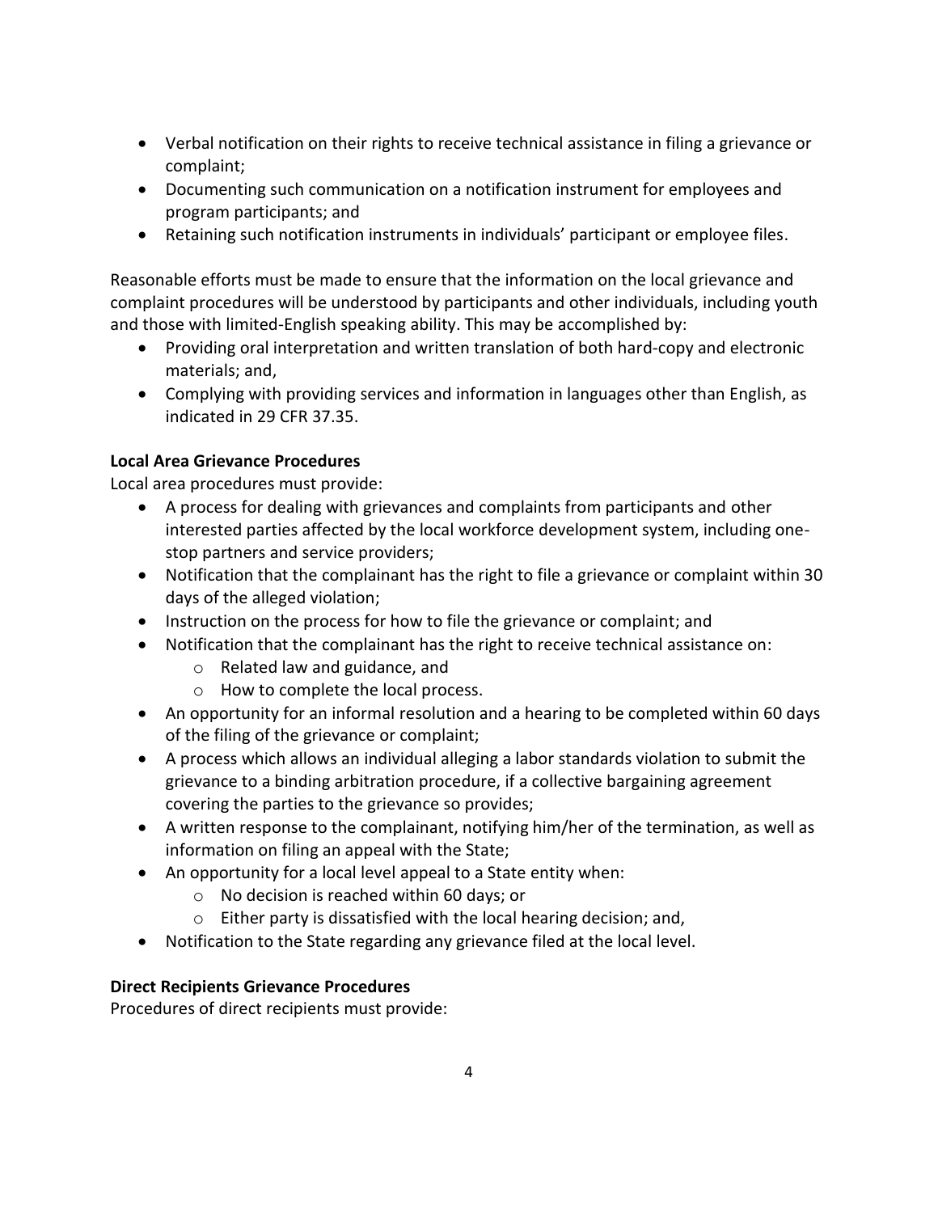- Verbal notification on their rights to receive technical assistance in filing a grievance or complaint;
- Documenting such communication on a notification instrument for employees and program participants; and
- Retaining such notification instruments in individuals' participant or employee files.

Reasonable efforts must be made to ensure that the information on the local grievance and complaint procedures will be understood by participants and other individuals, including youth and those with limited-English speaking ability. This may be accomplished by:

- Providing oral interpretation and written translation of both hard-copy and electronic materials; and,
- Complying with providing services and information in languages other than English, as indicated in 29 CFR 37.35.

**Local Area Grievance Procedures**

Local area procedures must provide:

- A process for dealing with grievances and complaints from participants and other interested parties affected by the local workforce development system, including one-stop partners and service providers;
- Notification that the complainant has the right to file a grievance or complaint within 30 days of the alleged violation;
- Instruction on the process for how to file the grievance or complaint; and
- Notification that the complainant has the right to receive technical assistance on:
    - Related law and guidance, and
    - How to complete the local process.
- An opportunity for an informal resolution and a hearing to be completed within 60 days of the filing of the grievance or complaint;
- A process which allows an individual alleging a labor standards violation to submit the grievance to a binding arbitration procedure, if a collective bargaining agreement covering the parties to the grievance so provides;
- A written response to the complainant, notifying him/her of the termination, as well as information on filing an appeal with the State;
- An opportunity for a local level appeal to a State entity when:
    - No decision is reached within 60 days; or
    - Either party is dissatisfied with the local hearing decision; and,
- Notification to the State regarding any grievance filed at the local level.

**Direct Recipients Grievance Procedures**

Procedures of direct recipients must provide: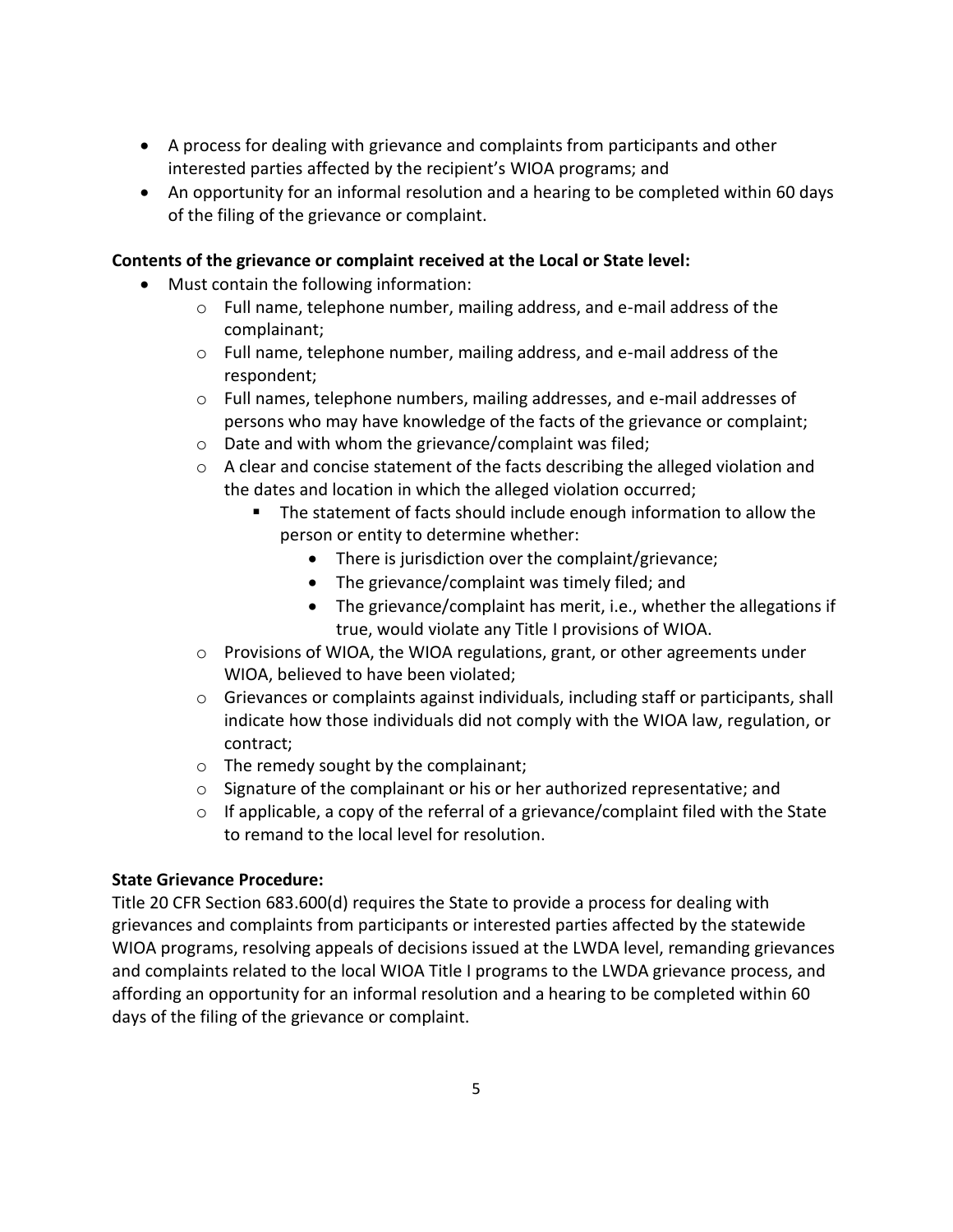- A process for dealing with grievance and complaints from participants and other interested parties affected by the recipient's WIOA programs; and
- An opportunity for an informal resolution and a hearing to be completed within 60 days of the filing of the grievance or complaint.

**Contents of the grievance or complaint received at the Local or State level:**

- Must contain the following information:
  - Full name, telephone number, mailing address, and e-mail address of the complainant;
  - Full name, telephone number, mailing address, and e-mail address of the respondent;
  - Full names, telephone numbers, mailing addresses, and e-mail addresses of persons who may have knowledge of the facts of the grievance or complaint;
  - Date and with whom the grievance/complaint was filed;
  - A clear and concise statement of the facts describing the alleged violation and the dates and location in which the alleged violation occurred;
    - The statement of facts should include enough information to allow the person or entity to determine whether:
      - There is jurisdiction over the complaint/grievance;
      - The grievance/complaint was timely filed; and
      - The grievance/complaint has merit, i.e., whether the allegations if true, would violate any Title I provisions of WIOA.
  - Provisions of WIOA, the WIOA regulations, grant, or other agreements under WIOA, believed to have been violated;
  - Grievances or complaints against individuals, including staff or participants, shall indicate how those individuals did not comply with the WIOA law, regulation, or contract;
  - The remedy sought by the complainant;
  - Signature of the complainant or his or her authorized representative; and
  - If applicable, a copy of the referral of a grievance/complaint filed with the State to remand to the local level for resolution.

**State Grievance Procedure:**

Title 20 CFR Section 683.600(d) requires the State to provide a process for dealing with grievances and complaints from participants or interested parties affected by the statewide WIOA programs, resolving appeals of decisions issued at the LWDA level, remanding grievances and complaints related to the local WIOA Title I programs to the LWDA grievance process, and affording an opportunity for an informal resolution and a hearing to be completed within 60 days of the filing of the grievance or complaint.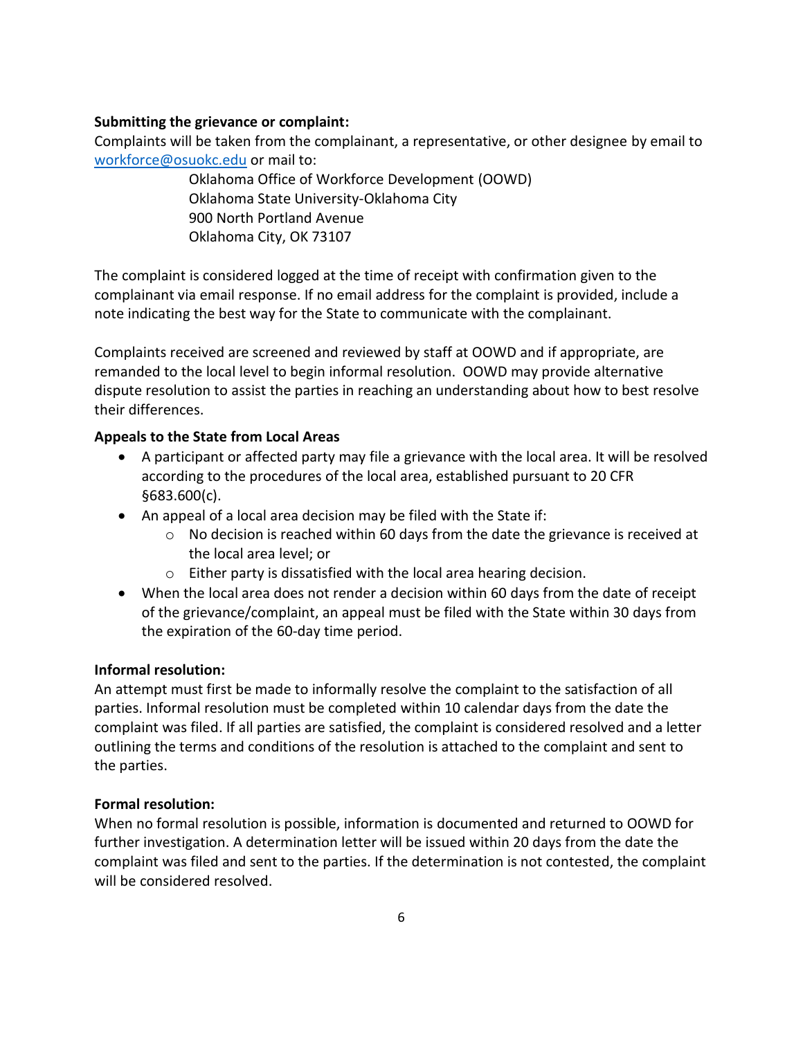**Submitting the grievance or complaint:**

Complaints will be taken from the complainant, a representative, or other designee by email to [workforce@osuokc.edu](mailto:workforce@osuokc.edu) or mail to:

Oklahoma Office of Workforce Development (OOWD)
Oklahoma State University-Oklahoma City
900 North Portland Avenue
Oklahoma City, OK 73107

The complaint is considered logged at the time of receipt with confirmation given to the complainant via email response. If no email address for the complaint is provided, include a note indicating the best way for the State to communicate with the complainant.

Complaints received are screened and reviewed by staff at OOWD and if appropriate, are remanded to the local level to begin informal resolution. OOWD may provide alternative dispute resolution to assist the parties in reaching an understanding about how to best resolve their differences.

**Appeals to the State from Local Areas**

- A participant or affected party may file a grievance with the local area. It will be resolved according to the procedures of the local area, established pursuant to 20 CFR §683.600(c).
- An appeal of a local area decision may be filed with the State if:
  - No decision is reached within 60 days from the date the grievance is received at the local area level; or
  - Either party is dissatisfied with the local area hearing decision.
- When the local area does not render a decision within 60 days from the date of receipt of the grievance/complaint, an appeal must be filed with the State within 30 days from the expiration of the 60-day time period.

**Informal resolution:**

An attempt must first be made to informally resolve the complaint to the satisfaction of all parties. Informal resolution must be completed within 10 calendar days from the date the complaint was filed. If all parties are satisfied, the complaint is considered resolved and a letter outlining the terms and conditions of the resolution is attached to the complaint and sent to the parties.

**Formal resolution:**

When no formal resolution is possible, information is documented and returned to OOWD for further investigation. A determination letter will be issued within 20 days from the date the complaint was filed and sent to the parties. If the determination is not contested, the complaint will be considered resolved.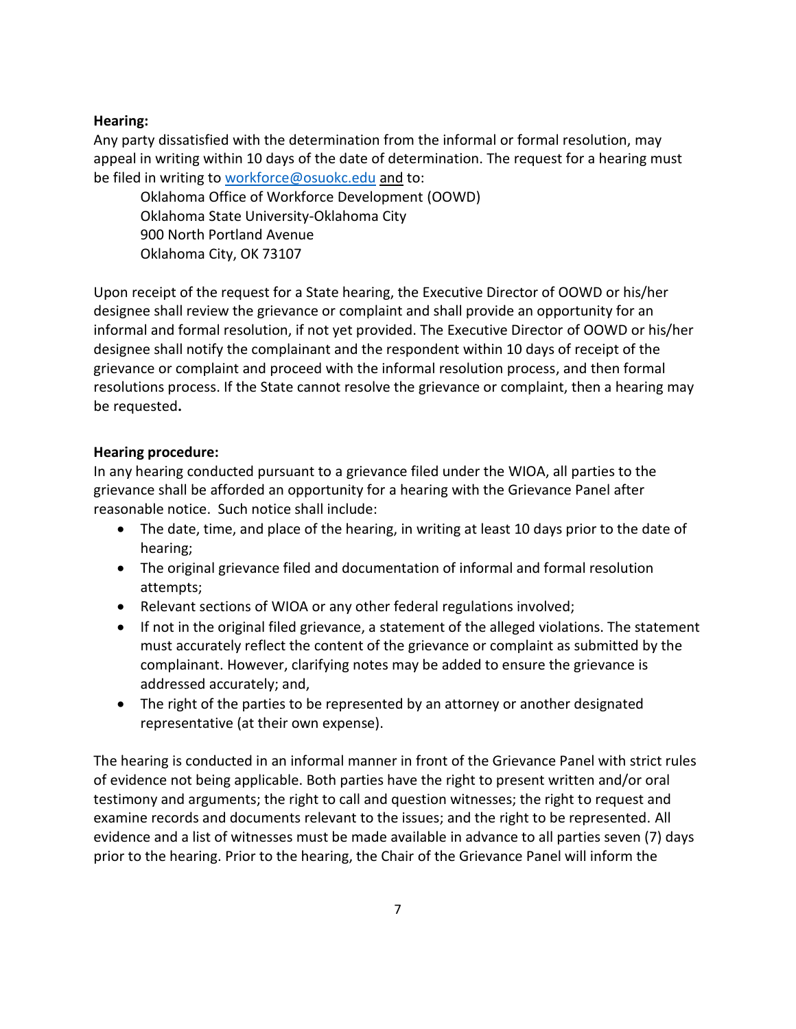**Hearing:**

Any party dissatisfied with the determination from the informal or formal resolution, may appeal in writing within 10 days of the date of determination. The request for a hearing must be filed in writing to [workforce@osuokc.edu](mailto:workforce@osuokc.edu) and to:

> Oklahoma Office of Workforce Development (OOWD)
> Oklahoma State University-Oklahoma City
> 900 North Portland Avenue
> Oklahoma City, OK 73107

Upon receipt of the request for a State hearing, the Executive Director of OOWD or his/her designee shall review the grievance or complaint and shall provide an opportunity for an informal and formal resolution, if not yet provided. The Executive Director of OOWD or his/her designee shall notify the complainant and the respondent within 10 days of receipt of the grievance or complaint and proceed with the informal resolution process, and then formal resolutions process. If the State cannot resolve the grievance or complaint, then a hearing may be requested**.**

**Hearing procedure:**

In any hearing conducted pursuant to a grievance filed under the WIOA, all parties to the grievance shall be afforded an opportunity for a hearing with the Grievance Panel after reasonable notice. Such notice shall include:

- The date, time, and place of the hearing, in writing at least 10 days prior to the date of hearing;
- The original grievance filed and documentation of informal and formal resolution attempts;
- Relevant sections of WIOA or any other federal regulations involved;
- If not in the original filed grievance, a statement of the alleged violations. The statement must accurately reflect the content of the grievance or complaint as submitted by the complainant. However, clarifying notes may be added to ensure the grievance is addressed accurately; and,
- The right of the parties to be represented by an attorney or another designated representative (at their own expense).

The hearing is conducted in an informal manner in front of the Grievance Panel with strict rules of evidence not being applicable. Both parties have the right to present written and/or oral testimony and arguments; the right to call and question witnesses; the right to request and examine records and documents relevant to the issues; and the right to be represented. All evidence and a list of witnesses must be made available in advance to all parties seven (7) days prior to the hearing. Prior to the hearing, the Chair of the Grievance Panel will inform the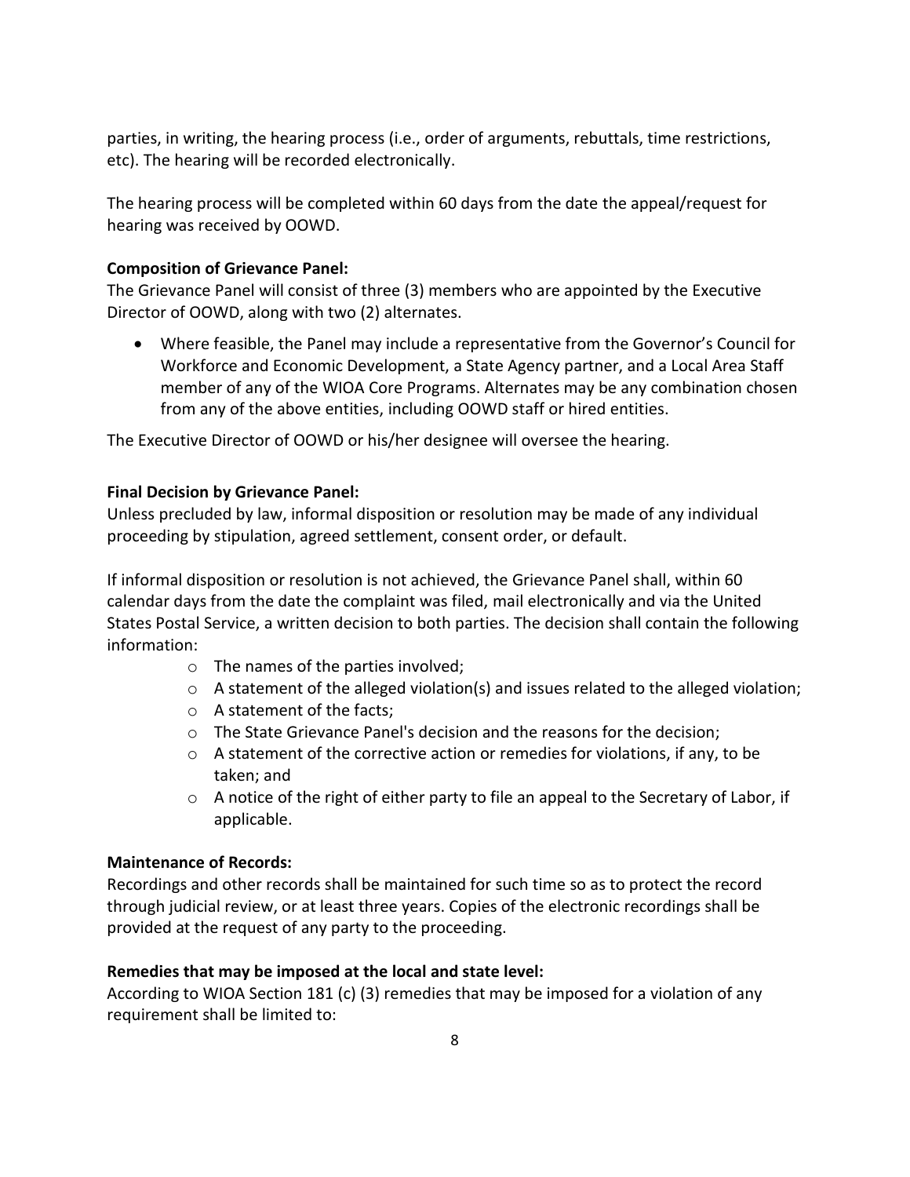parties, in writing, the hearing process (i.e., order of arguments, rebuttals, time restrictions, etc). The hearing will be recorded electronically.

The hearing process will be completed within 60 days from the date the appeal/request for hearing was received by OOWD.

**Composition of Grievance Panel:**
The Grievance Panel will consist of three (3) members who are appointed by the Executive Director of OOWD, along with two (2) alternates.

- Where feasible, the Panel may include a representative from the Governor's Council for Workforce and Economic Development, a State Agency partner, and a Local Area Staff member of any of the WIOA Core Programs. Alternates may be any combination chosen from any of the above entities, including OOWD staff or hired entities.

The Executive Director of OOWD or his/her designee will oversee the hearing.

**Final Decision by Grievance Panel:**
Unless precluded by law, informal disposition or resolution may be made of any individual proceeding by stipulation, agreed settlement, consent order, or default.

If informal disposition or resolution is not achieved, the Grievance Panel shall, within 60 calendar days from the date the complaint was filed, mail electronically and via the United States Postal Service, a written decision to both parties. The decision shall contain the following information:

- The names of the parties involved;
- A statement of the alleged violation(s) and issues related to the alleged violation;
- A statement of the facts;
- The State Grievance Panel's decision and the reasons for the decision;
- A statement of the corrective action or remedies for violations, if any, to be taken; and
- A notice of the right of either party to file an appeal to the Secretary of Labor, if applicable.

**Maintenance of Records:**
Recordings and other records shall be maintained for such time so as to protect the record through judicial review, or at least three years. Copies of the electronic recordings shall be provided at the request of any party to the proceeding.

**Remedies that may be imposed at the local and state level:**
According to WIOA Section 181 (c) (3) remedies that may be imposed for a violation of any requirement shall be limited to: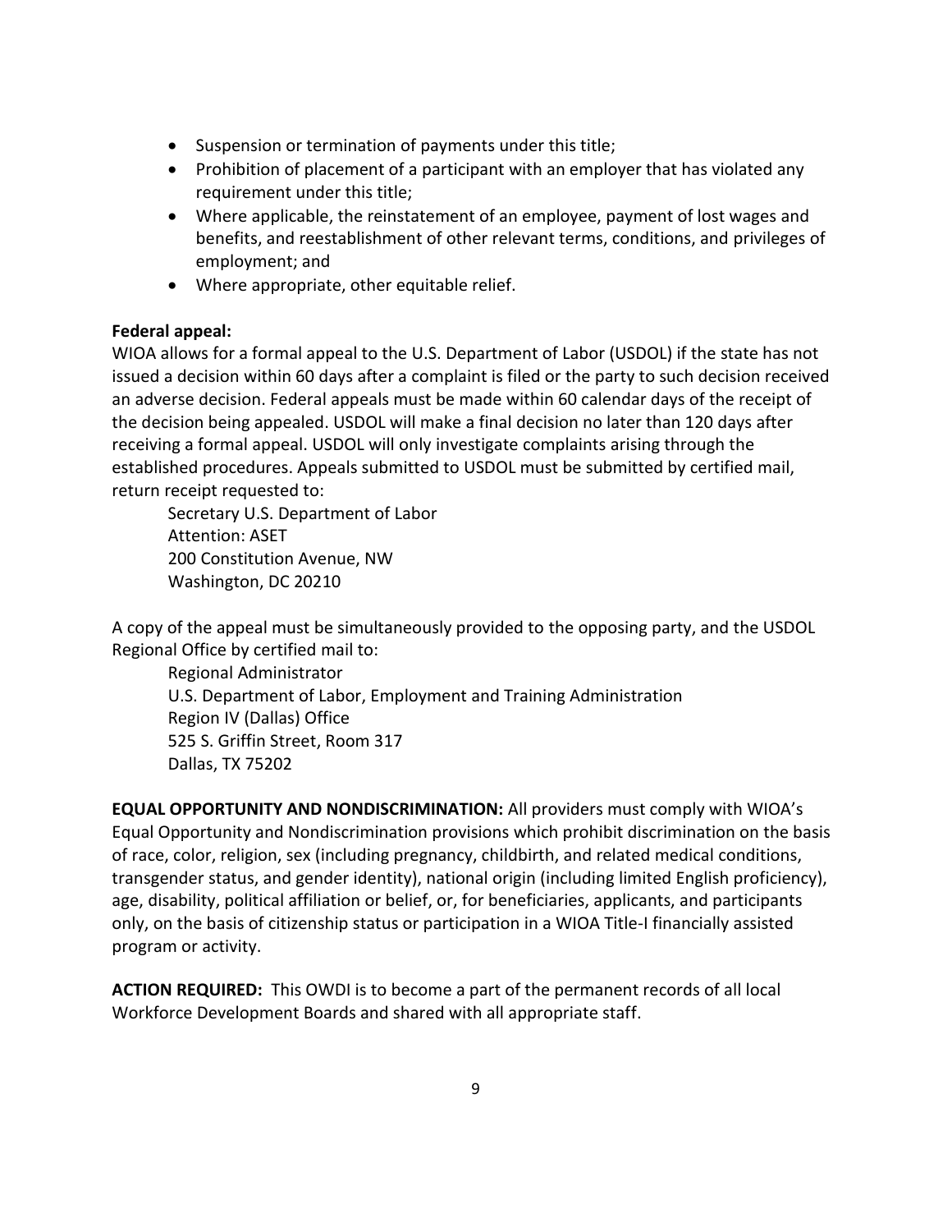- Suspension or termination of payments under this title;
- Prohibition of placement of a participant with an employer that has violated any requirement under this title;
- Where applicable, the reinstatement of an employee, payment of lost wages and benefits, and reestablishment of other relevant terms, conditions, and privileges of employment; and
- Where appropriate, other equitable relief.

**Federal appeal:**
WIOA allows for a formal appeal to the U.S. Department of Labor (USDOL) if the state has not issued a decision within 60 days after a complaint is filed or the party to such decision received an adverse decision. Federal appeals must be made within 60 calendar days of the receipt of the decision being appealed. USDOL will make a final decision no later than 120 days after receiving a formal appeal. USDOL will only investigate complaints arising through the established procedures. Appeals submitted to USDOL must be submitted by certified mail, return receipt requested to:

> Secretary U.S. Department of Labor
> Attention: ASET
> 200 Constitution Avenue, NW
> Washington, DC 20210

A copy of the appeal must be simultaneously provided to the opposing party, and the USDOL Regional Office by certified mail to:

> Regional Administrator
> U.S. Department of Labor, Employment and Training Administration
> Region IV (Dallas) Office
> 525 S. Griffin Street, Room 317
> Dallas, TX 75202

**EQUAL OPPORTUNITY AND NONDISCRIMINATION:** All providers must comply with WIOA's Equal Opportunity and Nondiscrimination provisions which prohibit discrimination on the basis of race, color, religion, sex (including pregnancy, childbirth, and related medical conditions, transgender status, and gender identity), national origin (including limited English proficiency), age, disability, political affiliation or belief, or, for beneficiaries, applicants, and participants only, on the basis of citizenship status or participation in a WIOA Title-I financially assisted program or activity.

**ACTION REQUIRED:** This OWDI is to become a part of the permanent records of all local Workforce Development Boards and shared with all appropriate staff.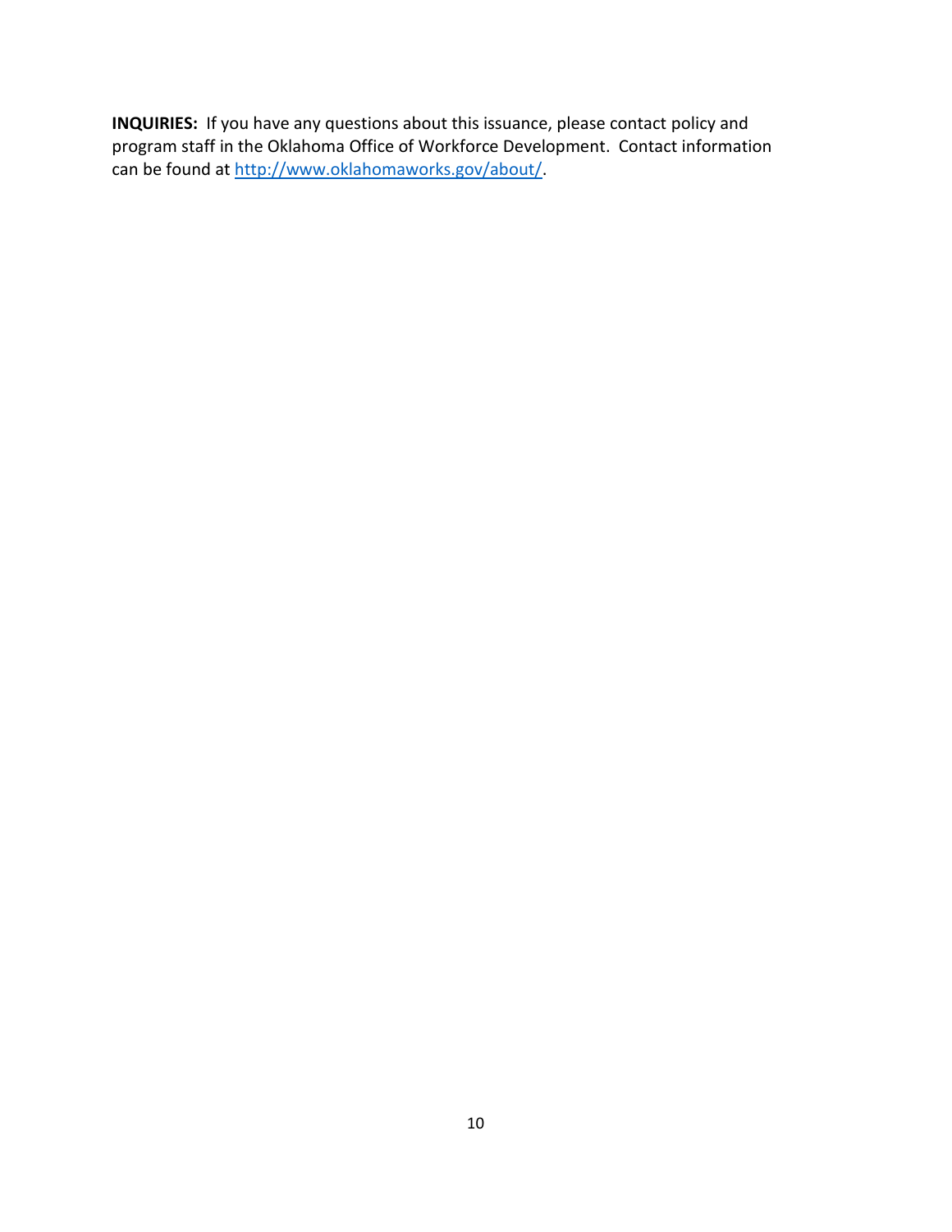**INQUIRIES:** If you have any questions about this issuance, please contact policy and program staff in the Oklahoma Office of Workforce Development. Contact information can be found at [http://www.oklahomaworks.gov/about/](http://www.oklahomaworks.gov/about/).